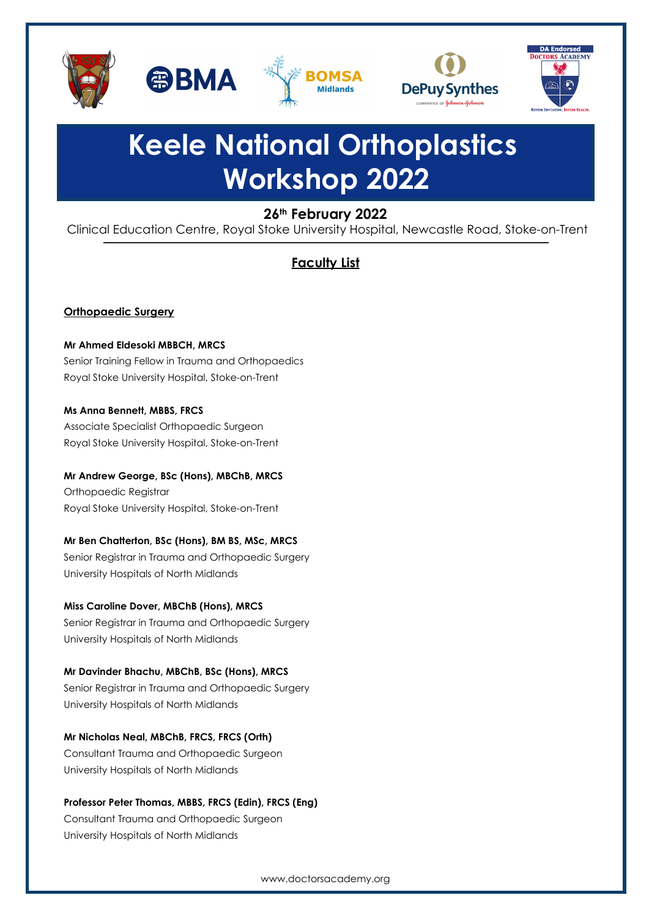# Keele National Orthoplastics Workshop 2022

**26th February 2022**

Clinical Education Centre, Royal Stoke University Hospital, Newcastle Road, Stoke-on-Trent

## Faculty List

### Orthopaedic Surgery

**Mr Ahmed Eldesoki MBBCH, MRCS**
Senior Training Fellow in Trauma and Orthopaedics
Royal Stoke University Hospital, Stoke-on-Trent

**Ms Anna Bennett, MBBS, FRCS**
Associate Specialist Orthopaedic Surgeon
Royal Stoke University Hospital, Stoke-on-Trent

**Mr Andrew George, BSc (Hons), MBChB, MRCS**
Orthopaedic Registrar
Royal Stoke University Hospital, Stoke-on-Trent

**Mr Ben Chatterton, BSc (Hons), BM BS, MSc, MRCS**
Senior Registrar in Trauma and Orthopaedic Surgery
University Hospitals of North Midlands

**Miss Caroline Dover, MBChB (Hons), MRCS**
Senior Registrar in Trauma and Orthopaedic Surgery
University Hospitals of North Midlands

**Mr Davinder Bhachu, MBChB, BSc (Hons), MRCS**
Senior Registrar in Trauma and Orthopaedic Surgery
University Hospitals of North Midlands

**Mr Nicholas Neal, MBChB, FRCS, FRCS (Orth)**
Consultant Trauma and Orthopaedic Surgeon
University Hospitals of North Midlands

**Professor Peter Thomas, MBBS, FRCS (Edin), FRCS (Eng)**
Consultant Trauma and Orthopaedic Surgeon
University Hospitals of North Midlands

www.doctorsacademy.org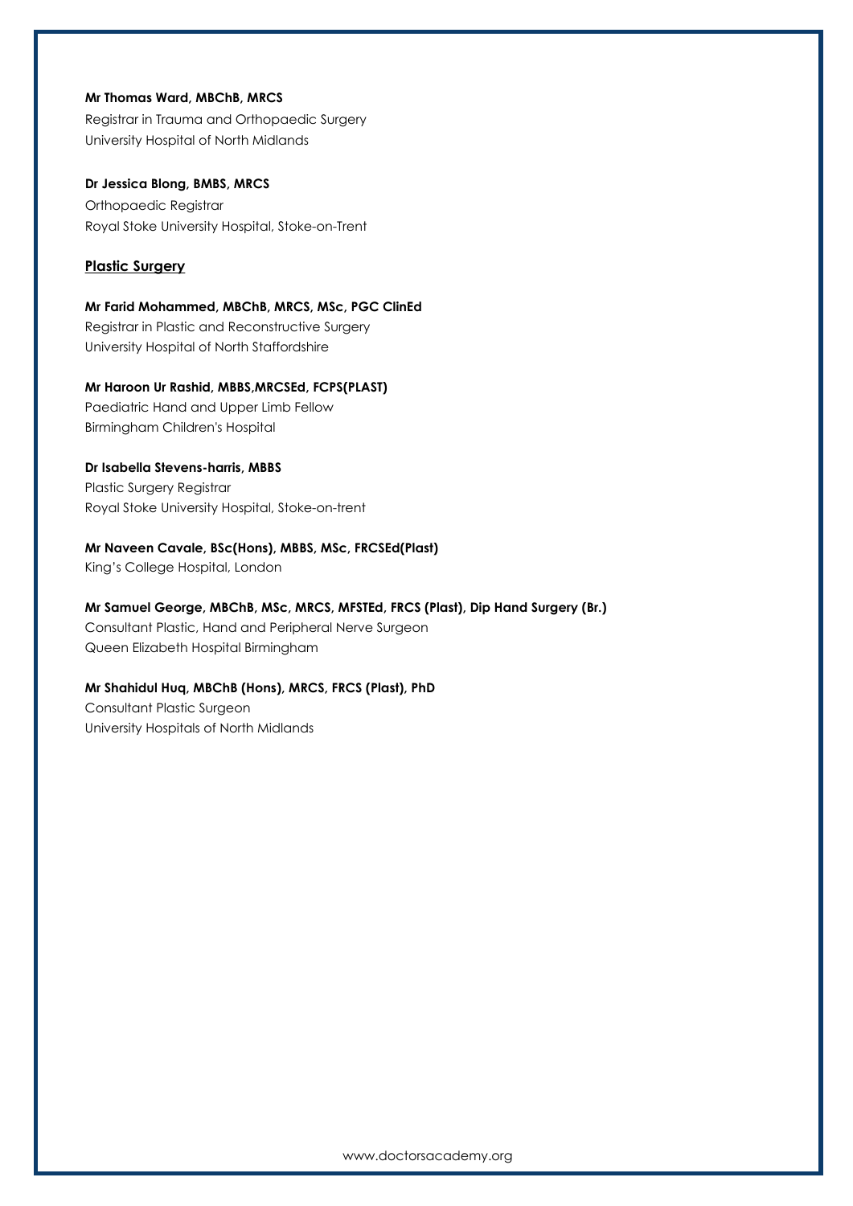**Mr Thomas Ward, MBChB, MRCS**
Registrar in Trauma and Orthopaedic Surgery
University Hospital of North Midlands

**Dr Jessica Blong, BMBS, MRCS**
Orthopaedic Registrar
Royal Stoke University Hospital, Stoke-on-Trent

## Plastic Surgery

**Mr Farid Mohammed, MBChB, MRCS, MSc, PGC ClinEd**
Registrar in Plastic and Reconstructive Surgery
University Hospital of North Staffordshire

**Mr Haroon Ur Rashid, MBBS,MRCSEd, FCPS(PLAST)**
Paediatric Hand and Upper Limb Fellow
Birmingham Children's Hospital

**Dr Isabella Stevens-harris, MBBS**
Plastic Surgery Registrar
Royal Stoke University Hospital, Stoke-on-trent

**Mr Naveen Cavale, BSc(Hons), MBBS, MSc, FRCSEd(Plast)**
King's College Hospital, London

**Mr Samuel George, MBChB, MSc, MRCS, MFSTEd, FRCS (Plast), Dip Hand Surgery (Br.)**
Consultant Plastic, Hand and Peripheral Nerve Surgeon
Queen Elizabeth Hospital Birmingham

**Mr Shahidul Huq, MBChB (Hons), MRCS, FRCS (Plast), PhD**
Consultant Plastic Surgeon
University Hospitals of North Midlands